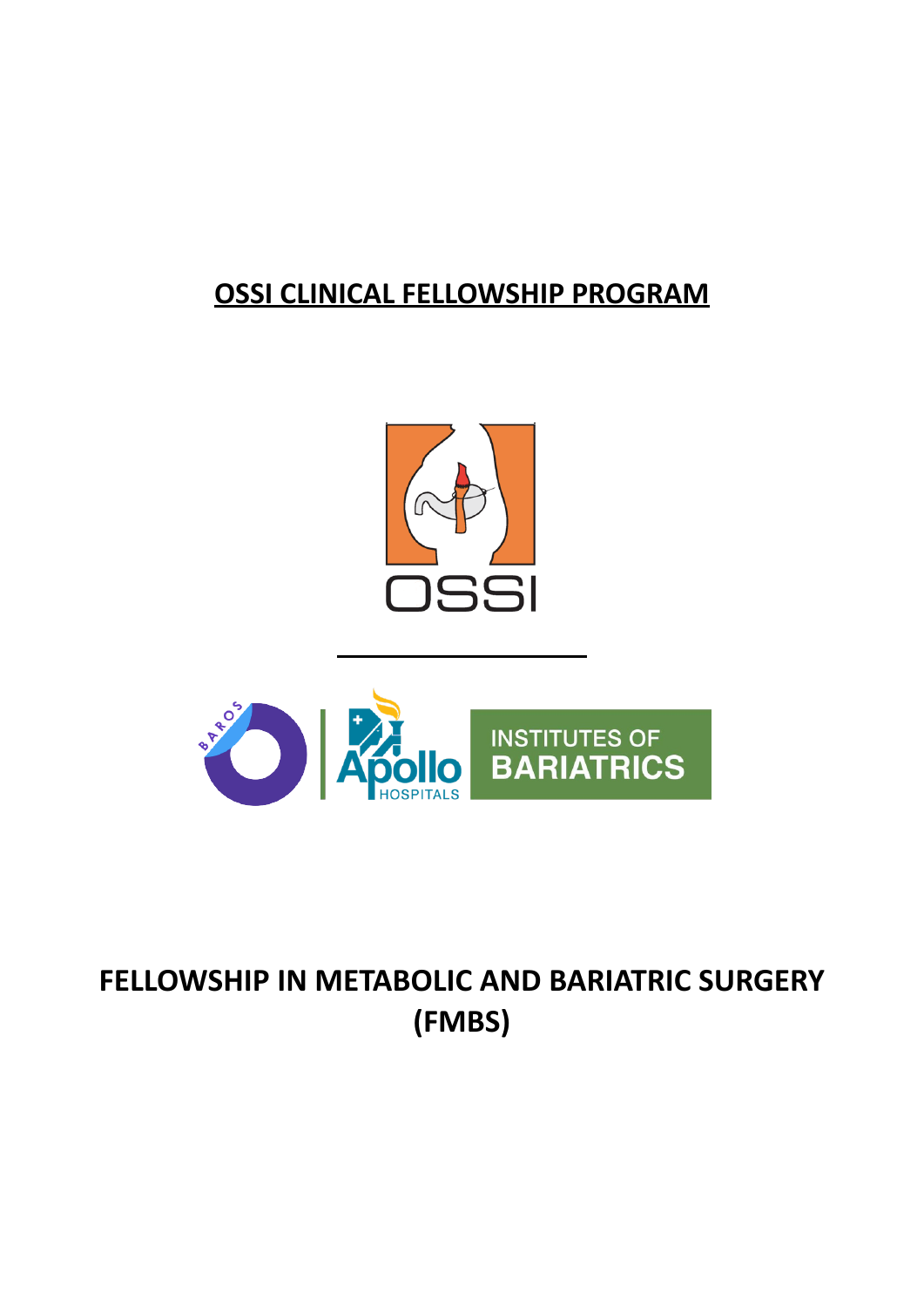**OSSI CLINICAL FELLOWSHIP PROGRAM**

# FELLOWSHIP IN METABOLIC AND BARIATRIC SURGERY (FMBS)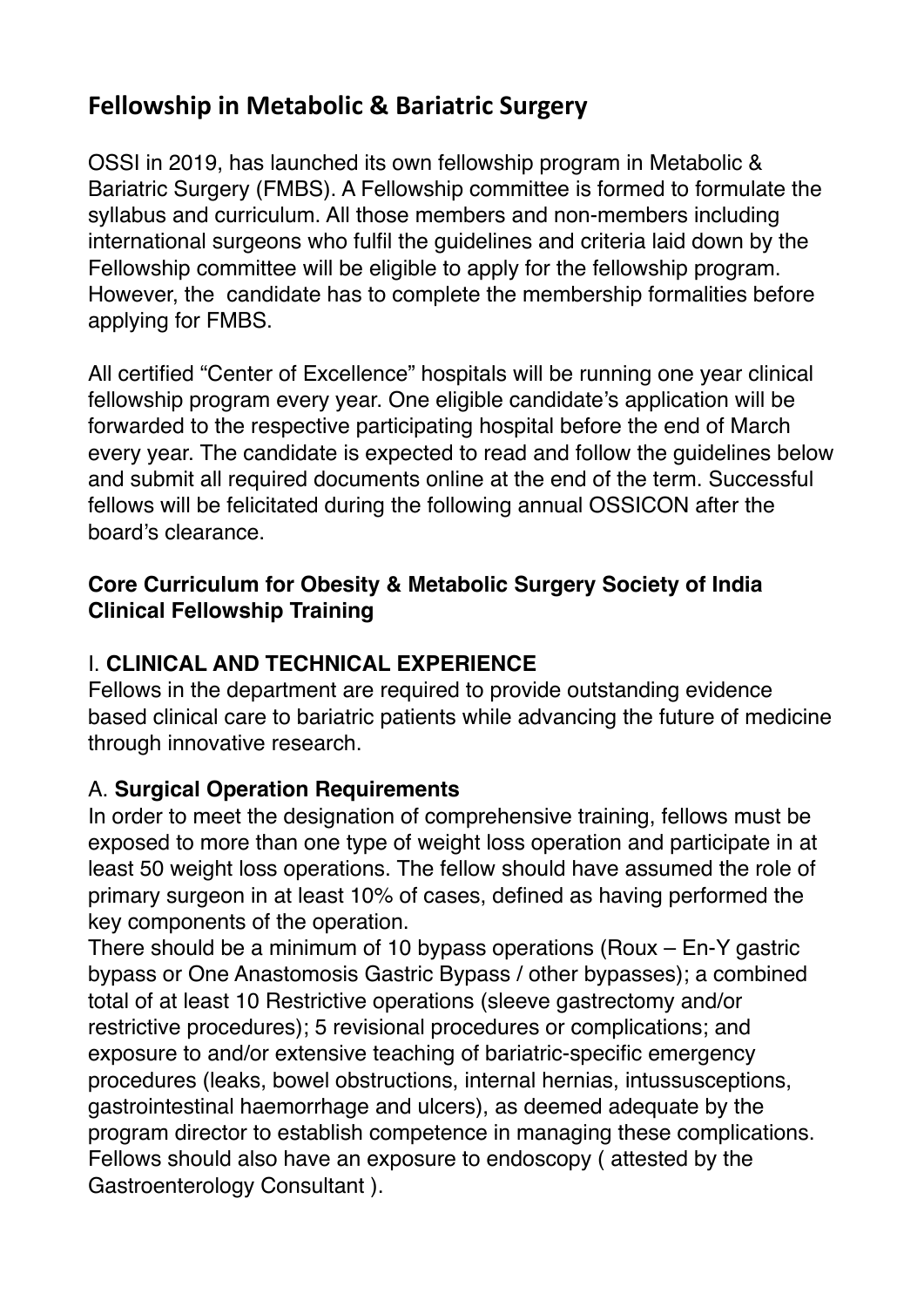## Fellowship in Metabolic & Bariatric Surgery

OSSI in 2019, has launched its own fellowship program in Metabolic & Bariatric Surgery (FMBS). A Fellowship committee is formed to formulate the syllabus and curriculum. All those members and non-members including international surgeons who fulfil the guidelines and criteria laid down by the Fellowship committee will be eligible to apply for the fellowship program. However, the candidate has to complete the membership formalities before applying for FMBS.

All certified "Center of Excellence" hospitals will be running one year clinical fellowship program every year. One eligible candidate's application will be forwarded to the respective participating hospital before the end of March every year. The candidate is expected to read and follow the guidelines below and submit all required documents online at the end of the term. Successful fellows will be felicitated during the following annual OSSICON after the board's clearance.

**Core Curriculum for Obesity & Metabolic Surgery Society of India Clinical Fellowship Training**

I. **CLINICAL AND TECHNICAL EXPERIENCE**

Fellows in the department are required to provide outstanding evidence based clinical care to bariatric patients while advancing the future of medicine through innovative research.

A. **Surgical Operation Requirements**

In order to meet the designation of comprehensive training, fellows must be exposed to more than one type of weight loss operation and participate in at least 50 weight loss operations. The fellow should have assumed the role of primary surgeon in at least 10% of cases, defined as having performed the key components of the operation.

There should be a minimum of 10 bypass operations (Roux – En-Y gastric bypass or One Anastomosis Gastric Bypass / other bypasses); a combined total of at least 10 Restrictive operations (sleeve gastrectomy and/or restrictive procedures); 5 revisional procedures or complications; and exposure to and/or extensive teaching of bariatric-specific emergency procedures (leaks, bowel obstructions, internal hernias, intussusceptions, gastrointestinal haemorrhage and ulcers), as deemed adequate by the program director to establish competence in managing these complications. Fellows should also have an exposure to endoscopy ( attested by the Gastroenterology Consultant ).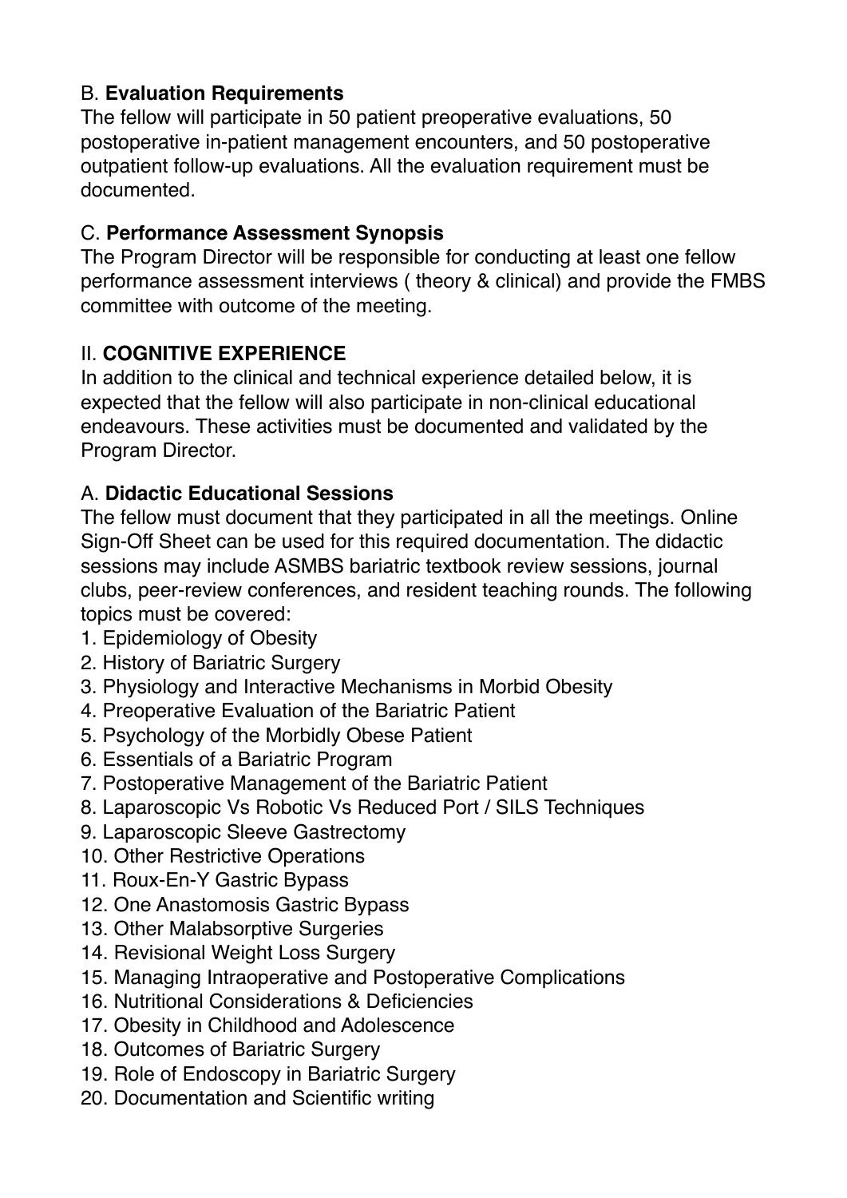### B. **Evaluation Requirements**

The fellow will participate in 50 patient preoperative evaluations, 50 postoperative in-patient management encounters, and 50 postoperative outpatient follow-up evaluations. All the evaluation requirement must be documented.

### C. **Performance Assessment Synopsis**

The Program Director will be responsible for conducting at least one fellow performance assessment interviews ( theory & clinical) and provide the FMBS committee with outcome of the meeting.

## II. **COGNITIVE EXPERIENCE**

In addition to the clinical and technical experience detailed below, it is expected that the fellow will also participate in non-clinical educational endeavours. These activities must be documented and validated by the Program Director.

### A. **Didactic Educational Sessions**

The fellow must document that they participated in all the meetings. Online Sign-Off Sheet can be used for this required documentation. The didactic sessions may include ASMBS bariatric textbook review sessions, journal clubs, peer-review conferences, and resident teaching rounds. The following topics must be covered:

1. Epidemiology of Obesity
2. History of Bariatric Surgery
3. Physiology and Interactive Mechanisms in Morbid Obesity
4. Preoperative Evaluation of the Bariatric Patient
5. Psychology of the Morbidly Obese Patient
6. Essentials of a Bariatric Program
7. Postoperative Management of the Bariatric Patient
8. Laparoscopic Vs Robotic Vs Reduced Port / SILS Techniques
9. Laparoscopic Sleeve Gastrectomy
10. Other Restrictive Operations
11. Roux-En-Y Gastric Bypass
12. One Anastomosis Gastric Bypass
13. Other Malabsorptive Surgeries
14. Revisional Weight Loss Surgery
15. Managing Intraoperative and Postoperative Complications
16. Nutritional Considerations & Deficiencies
17. Obesity in Childhood and Adolescence
18. Outcomes of Bariatric Surgery
19. Role of Endoscopy in Bariatric Surgery
20. Documentation and Scientific writing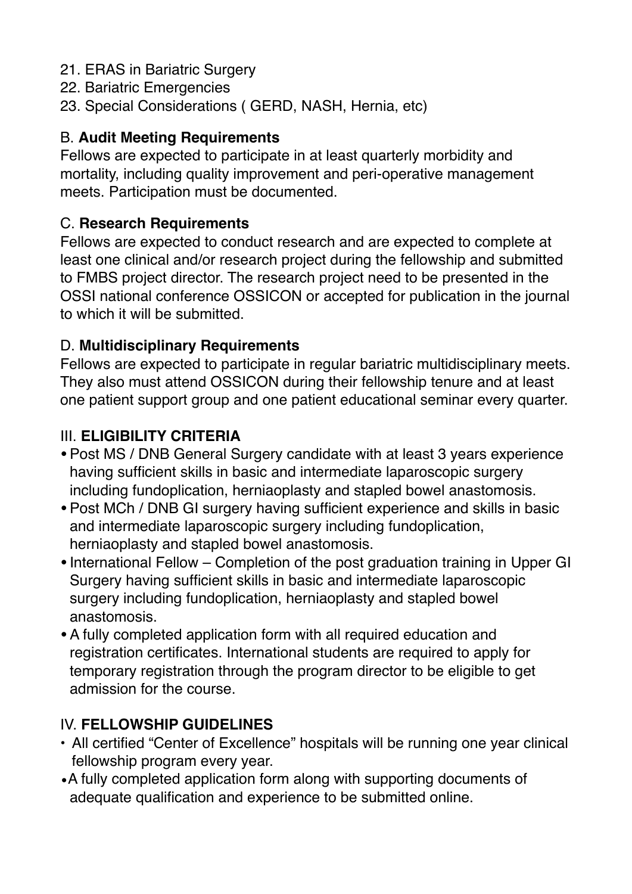21. ERAS in Bariatric Surgery
22. Bariatric Emergencies
23. Special Considerations ( GERD, NASH, Hernia, etc)

B. **Audit Meeting Requirements**

Fellows are expected to participate in at least quarterly morbidity and mortality, including quality improvement and peri-operative management meets. Participation must be documented.

C. **Research Requirements**

Fellows are expected to conduct research and are expected to complete at least one clinical and/or research project during the fellowship and submitted to FMBS project director. The research project need to be presented in the OSSI national conference OSSICON or accepted for publication in the journal to which it will be submitted.

D. **Multidisciplinary Requirements**

Fellows are expected to participate in regular bariatric multidisciplinary meets. They also must attend OSSICON during their fellowship tenure and at least one patient support group and one patient educational seminar every quarter.

III. **ELIGIBILITY CRITERIA**

- Post MS / DNB General Surgery candidate with at least 3 years experience having sufficient skills in basic and intermediate laparoscopic surgery including fundoplication, herniaoplasty and stapled bowel anastomosis.
- Post MCh / DNB GI surgery having sufficient experience and skills in basic and intermediate laparoscopic surgery including fundoplication, herniaoplasty and stapled bowel anastomosis.
- International Fellow – Completion of the post graduation training in Upper GI Surgery having sufficient skills in basic and intermediate laparoscopic surgery including fundoplication, herniaoplasty and stapled bowel anastomosis.
- A fully completed application form with all required education and registration certificates. International students are required to apply for temporary registration through the program director to be eligible to get admission for the course.

IV. **FELLOWSHIP GUIDELINES**

- All certified "Center of Excellence" hospitals will be running one year clinical fellowship program every year.
- A fully completed application form along with supporting documents of adequate qualification and experience to be submitted online.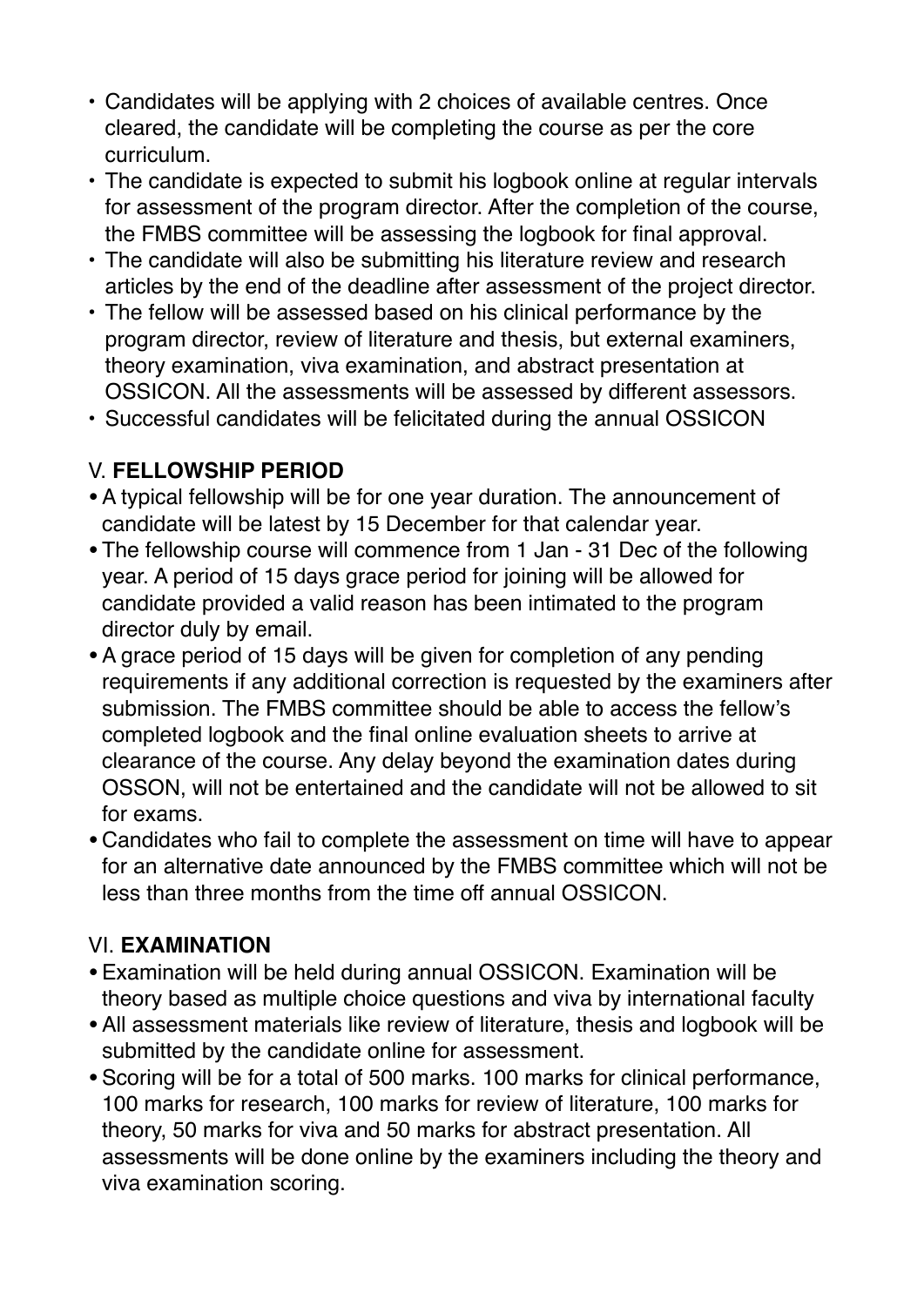- Candidates will be applying with 2 choices of available centres. Once cleared, the candidate will be completing the course as per the core curriculum.
- The candidate is expected to submit his logbook online at regular intervals for assessment of the program director. After the completion of the course, the FMBS committee will be assessing the logbook for final approval.
- The candidate will also be submitting his literature review and research articles by the end of the deadline after assessment of the project director.
- The fellow will be assessed based on his clinical performance by the program director, review of literature and thesis, but external examiners, theory examination, viva examination, and abstract presentation at OSSICON. All the assessments will be assessed by different assessors.
- Successful candidates will be felicitated during the annual OSSICON

## V. **FELLOWSHIP PERIOD**

- A typical fellowship will be for one year duration. The announcement of candidate will be latest by 15 December for that calendar year.
- The fellowship course will commence from 1 Jan - 31 Dec of the following year. A period of 15 days grace period for joining will be allowed for candidate provided a valid reason has been intimated to the program director duly by email.
- A grace period of 15 days will be given for completion of any pending requirements if any additional correction is requested by the examiners after submission. The FMBS committee should be able to access the fellow's completed logbook and the final online evaluation sheets to arrive at clearance of the course. Any delay beyond the examination dates during OSSON, will not be entertained and the candidate will not be allowed to sit for exams.
- Candidates who fail to complete the assessment on time will have to appear for an alternative date announced by the FMBS committee which will not be less than three months from the time off annual OSSICON.

## VI. **EXAMINATION**

- Examination will be held during annual OSSICON. Examination will be theory based as multiple choice questions and viva by international faculty
- All assessment materials like review of literature, thesis and logbook will be submitted by the candidate online for assessment.
- Scoring will be for a total of 500 marks. 100 marks for clinical performance, 100 marks for research, 100 marks for review of literature, 100 marks for theory, 50 marks for viva and 50 marks for abstract presentation. All assessments will be done online by the examiners including the theory and viva examination scoring.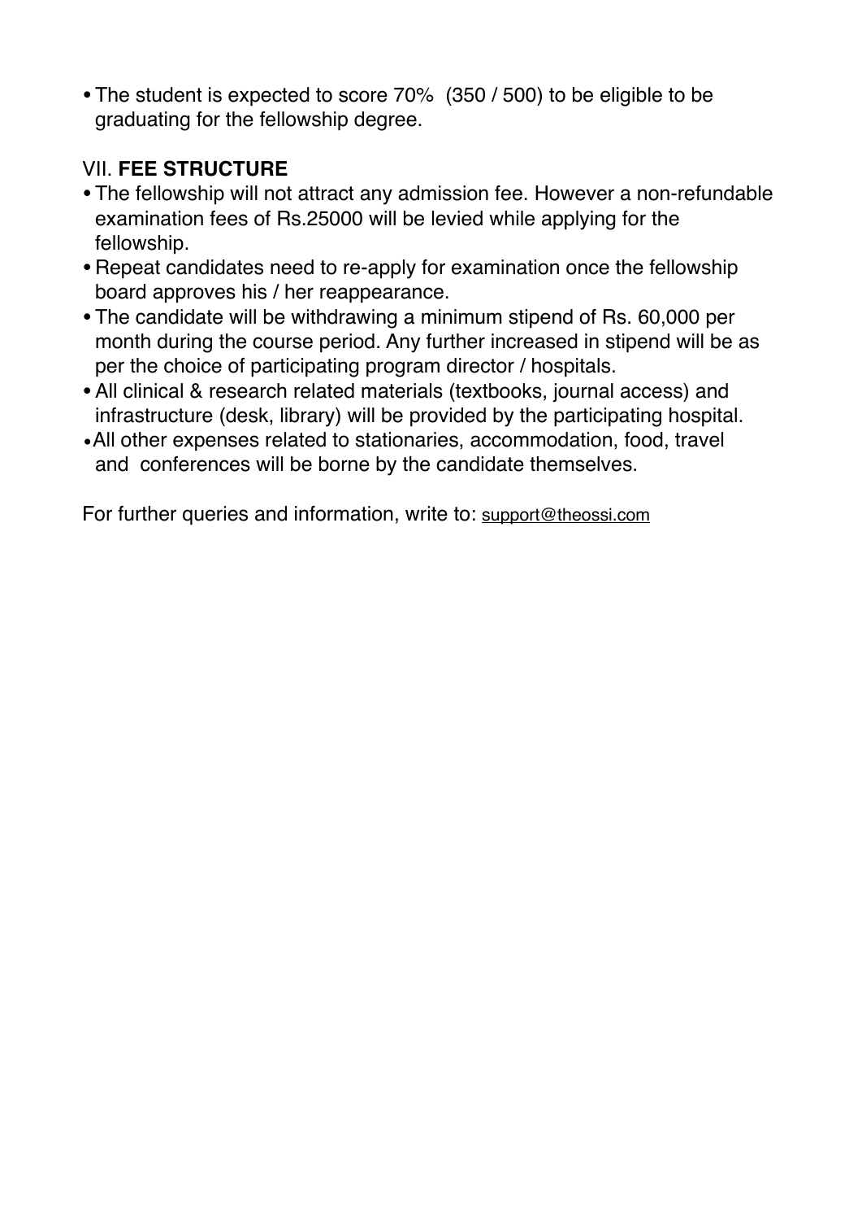- The student is expected to score 70%  (350 / 500) to be eligible to be graduating for the fellowship degree.

## VII. **FEE STRUCTURE**

- The fellowship will not attract any admission fee. However a non-refundable examination fees of Rs.25000 will be levied while applying for the fellowship.
- Repeat candidates need to re-apply for examination once the fellowship board approves his / her reappearance.
- The candidate will be withdrawing a minimum stipend of Rs. 60,000 per month during the course period. Any further increased in stipend will be as per the choice of participating program director / hospitals.
- All clinical & research related materials (textbooks, journal access) and infrastructure (desk, library) will be provided by the participating hospital.
- All other expenses related to stationaries, accommodation, food, travel and  conferences will be borne by the candidate themselves.

For further queries and information, write to: support@theossi.com